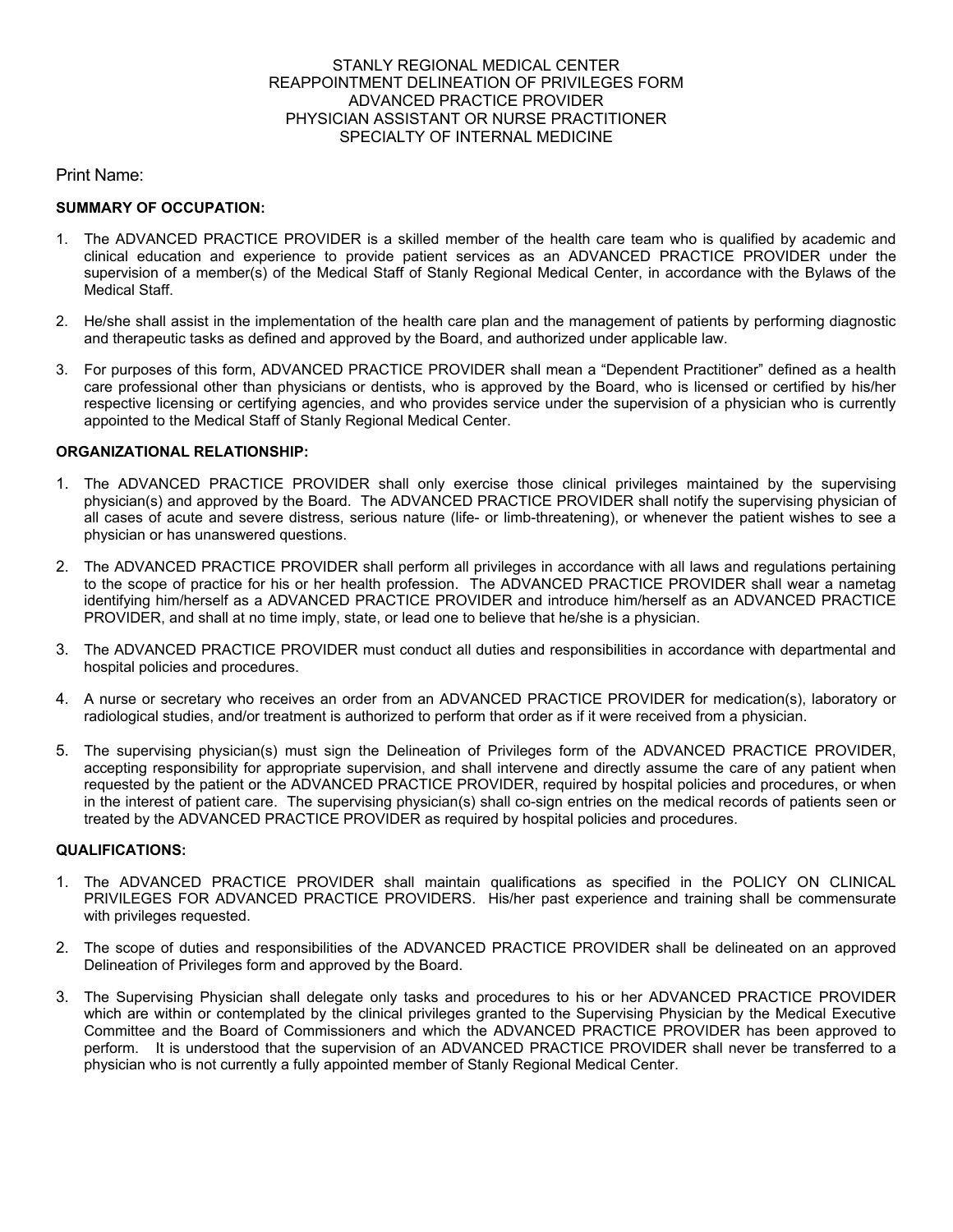# STANLY REGIONAL MEDICAL CENTER
# REAPPOINTMENT DELINEATION OF PRIVILEGES FORM
# ADVANCED PRACTICE PROVIDER
# PHYSICIAN ASSISTANT OR NURSE PRACTITIONER
# SPECIALTY OF INTERNAL MEDICINE

Print Name:

**SUMMARY OF OCCUPATION:**

1. The ADVANCED PRACTICE PROVIDER is a skilled member of the health care team who is qualified by academic and clinical education and experience to provide patient services as an ADVANCED PRACTICE PROVIDER under the supervision of a member(s) of the Medical Staff of Stanly Regional Medical Center, in accordance with the Bylaws of the Medical Staff.

2. He/she shall assist in the implementation of the health care plan and the management of patients by performing diagnostic and therapeutic tasks as defined and approved by the Board, and authorized under applicable law.

3. For purposes of this form, ADVANCED PRACTICE PROVIDER shall mean a "Dependent Practitioner" defined as a health care professional other than physicians or dentists, who is approved by the Board, who is licensed or certified by his/her respective licensing or certifying agencies, and who provides service under the supervision of a physician who is currently appointed to the Medical Staff of Stanly Regional Medical Center.

**ORGANIZATIONAL RELATIONSHIP:**

1. The ADVANCED PRACTICE PROVIDER shall only exercise those clinical privileges maintained by the supervising physician(s) and approved by the Board. The ADVANCED PRACTICE PROVIDER shall notify the supervising physician of all cases of acute and severe distress, serious nature (life- or limb-threatening), or whenever the patient wishes to see a physician or has unanswered questions.

2. The ADVANCED PRACTICE PROVIDER shall perform all privileges in accordance with all laws and regulations pertaining to the scope of practice for his or her health profession. The ADVANCED PRACTICE PROVIDER shall wear a nametag identifying him/herself as a ADVANCED PRACTICE PROVIDER and introduce him/herself as an ADVANCED PRACTICE PROVIDER, and shall at no time imply, state, or lead one to believe that he/she is a physician.

3. The ADVANCED PRACTICE PROVIDER must conduct all duties and responsibilities in accordance with departmental and hospital policies and procedures.

4. A nurse or secretary who receives an order from an ADVANCED PRACTICE PROVIDER for medication(s), laboratory or radiological studies, and/or treatment is authorized to perform that order as if it were received from a physician.

5. The supervising physician(s) must sign the Delineation of Privileges form of the ADVANCED PRACTICE PROVIDER, accepting responsibility for appropriate supervision, and shall intervene and directly assume the care of any patient when requested by the patient or the ADVANCED PRACTICE PROVIDER, required by hospital policies and procedures, or when in the interest of patient care. The supervising physician(s) shall co-sign entries on the medical records of patients seen or treated by the ADVANCED PRACTICE PROVIDER as required by hospital policies and procedures.

**QUALIFICATIONS:**

1. The ADVANCED PRACTICE PROVIDER shall maintain qualifications as specified in the POLICY ON CLINICAL PRIVILEGES FOR ADVANCED PRACTICE PROVIDERS. His/her past experience and training shall be commensurate with privileges requested.

2. The scope of duties and responsibilities of the ADVANCED PRACTICE PROVIDER shall be delineated on an approved Delineation of Privileges form and approved by the Board.

3. The Supervising Physician shall delegate only tasks and procedures to his or her ADVANCED PRACTICE PROVIDER which are within or contemplated by the clinical privileges granted to the Supervising Physician by the Medical Executive Committee and the Board of Commissioners and which the ADVANCED PRACTICE PROVIDER has been approved to perform. It is understood that the supervision of an ADVANCED PRACTICE PROVIDER shall never be transferred to a physician who is not currently a fully appointed member of Stanly Regional Medical Center.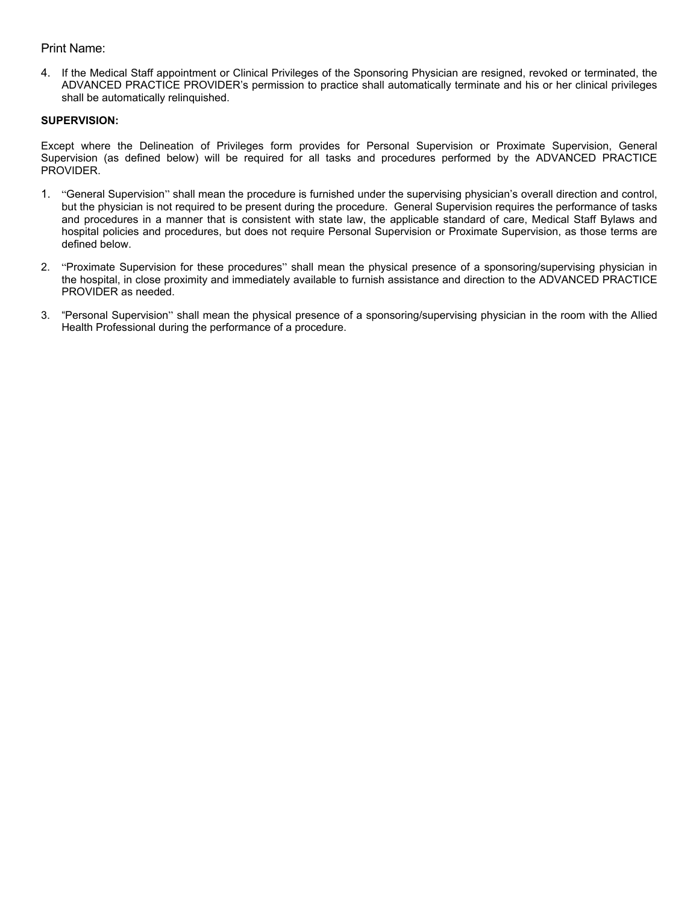Print Name:

4. If the Medical Staff appointment or Clinical Privileges of the Sponsoring Physician are resigned, revoked or terminated, the ADVANCED PRACTICE PROVIDER's permission to practice shall automatically terminate and his or her clinical privileges shall be automatically relinquished.

**SUPERVISION:**

Except where the Delineation of Privileges form provides for Personal Supervision or Proximate Supervision, General Supervision (as defined below) will be required for all tasks and procedures performed by the ADVANCED PRACTICE PROVIDER.

1. "General Supervision" shall mean the procedure is furnished under the supervising physician's overall direction and control, but the physician is not required to be present during the procedure. General Supervision requires the performance of tasks and procedures in a manner that is consistent with state law, the applicable standard of care, Medical Staff Bylaws and hospital policies and procedures, but does not require Personal Supervision or Proximate Supervision, as those terms are defined below.

2. "Proximate Supervision for these procedures" shall mean the physical presence of a sponsoring/supervising physician in the hospital, in close proximity and immediately available to furnish assistance and direction to the ADVANCED PRACTICE PROVIDER as needed.

3. "Personal Supervision" shall mean the physical presence of a sponsoring/supervising physician in the room with the Allied Health Professional during the performance of a procedure.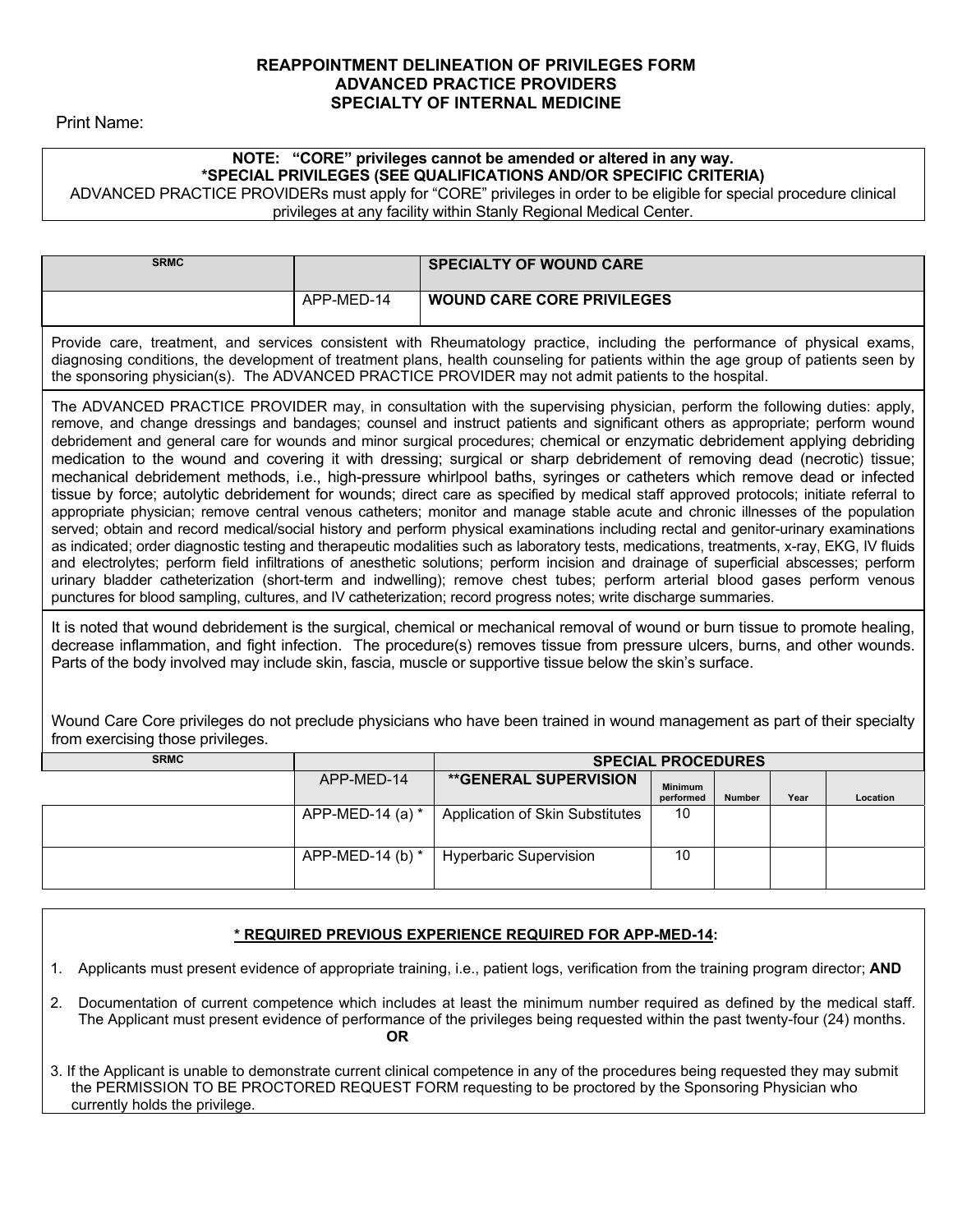**REAPPOINTMENT DELINEATION OF PRIVILEGES FORM**
**ADVANCED PRACTICE PROVIDERS**
**SPECIALTY OF INTERNAL MEDICINE**

Print Name:

**NOTE: "CORE" privileges cannot be amended or altered in any way.**
***SPECIAL PRIVILEGES (SEE QUALIFICATIONS AND/OR SPECIFIC CRITERIA)**
ADVANCED PRACTICE PROVIDERs must apply for "CORE" privileges in order to be eligible for special procedure clinical privileges at any facility within Stanly Regional Medical Center.

| SRMC | | SPECIALTY OF WOUND CARE |
|---|---|---|
| | APP-MED-14 | **WOUND CARE CORE PRIVILEGES** |

Provide care, treatment, and services consistent with Rheumatology practice, including the performance of physical exams, diagnosing conditions, the development of treatment plans, health counseling for patients within the age group of patients seen by the sponsoring physician(s). The ADVANCED PRACTICE PROVIDER may not admit patients to the hospital.

The ADVANCED PRACTICE PROVIDER may, in consultation with the supervising physician, perform the following duties: apply, remove, and change dressings and bandages; counsel and instruct patients and significant others as appropriate; perform wound debridement and general care for wounds and minor surgical procedures; chemical or enzymatic debridement applying debriding medication to the wound and covering it with dressing; surgical or sharp debridement of removing dead (necrotic) tissue; mechanical debridement methods, i.e., high-pressure whirlpool baths, syringes or catheters which remove dead or infected tissue by force; autolytic debridement for wounds; direct care as specified by medical staff approved protocols; initiate referral to appropriate physician; remove central venous catheters; monitor and manage stable acute and chronic illnesses of the population served; obtain and record medical/social history and perform physical examinations including rectal and genitor-urinary examinations as indicated; order diagnostic testing and therapeutic modalities such as laboratory tests, medications, treatments, x-ray, EKG, IV fluids and electrolytes; perform field infiltrations of anesthetic solutions; perform incision and drainage of superficial abscesses; perform urinary bladder catheterization (short-term and indwelling); remove chest tubes; perform arterial blood gases perform venous punctures for blood sampling, cultures, and IV catheterization; record progress notes; write discharge summaries.

It is noted that wound debridement is the surgical, chemical or mechanical removal of wound or burn tissue to promote healing, decrease inflammation, and fight infection. The procedure(s) removes tissue from pressure ulcers, burns, and other wounds. Parts of the body involved may include skin, fascia, muscle or supportive tissue below the skin's surface.

Wound Care Core privileges do not preclude physicians who have been trained in wound management as part of their specialty from exercising those privileges.

| SRMC | | SPECIAL PROCEDURES | | | | |
|---|---|---|---|---|---|---|
| | APP-MED-14 | **\*\*GENERAL SUPERVISION** | Minimum performed | Number | Year | Location |
| | APP-MED-14 (a) * | Application of Skin Substitutes | 10 | | | |
| | APP-MED-14 (b) * | Hyperbaric Supervision | 10 | | | |

**<u>* REQUIRED PREVIOUS EXPERIENCE REQUIRED FOR APP-MED-14</u>:**

1. Applicants must present evidence of appropriate training, i.e., patient logs, verification from the training program director; **AND**
2. Documentation of current competence which includes at least the minimum number required as defined by the medical staff. The Applicant must present evidence of performance of the privileges being requested within the past twenty-four (24) months.

**OR**

3. If the Applicant is unable to demonstrate current clinical competence in any of the procedures being requested they may submit the PERMISSION TO BE PROCTORED REQUEST FORM requesting to be proctored by the Sponsoring Physician who currently holds the privilege.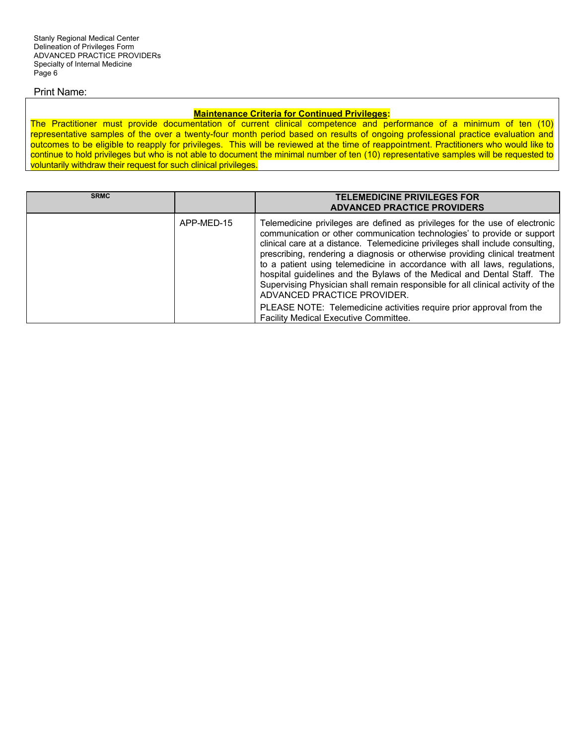Print Name:

**Maintenance Criteria for Continued Privileges:**

The Practitioner must provide documentation of current clinical competence and performance of a minimum of ten (10) representative samples of the over a twenty-four month period based on results of ongoing professional practice evaluation and outcomes to be eligible to reapply for privileges. This will be reviewed at the time of reappointment. Practitioners who would like to continue to hold privileges but who is not able to document the minimal number of ten (10) representative samples will be requested to voluntarily withdraw their request for such clinical privileges.

| SRMC | | TELEMEDICINE PRIVILEGES FOR ADVANCED PRACTICE PROVIDERS |
|---|---|---|
| | APP-MED-15 | Telemedicine privileges are defined as privileges for the use of electronic communication or other communication technologies' to provide or support clinical care at a distance. Telemedicine privileges shall include consulting, prescribing, rendering a diagnosis or otherwise providing clinical treatment to a patient using telemedicine in accordance with all laws, regulations, hospital guidelines and the Bylaws of the Medical and Dental Staff. The Supervising Physician shall remain responsible for all clinical activity of the ADVANCED PRACTICE PROVIDER.<br>PLEASE NOTE: Telemedicine activities require prior approval from the Facility Medical Executive Committee. |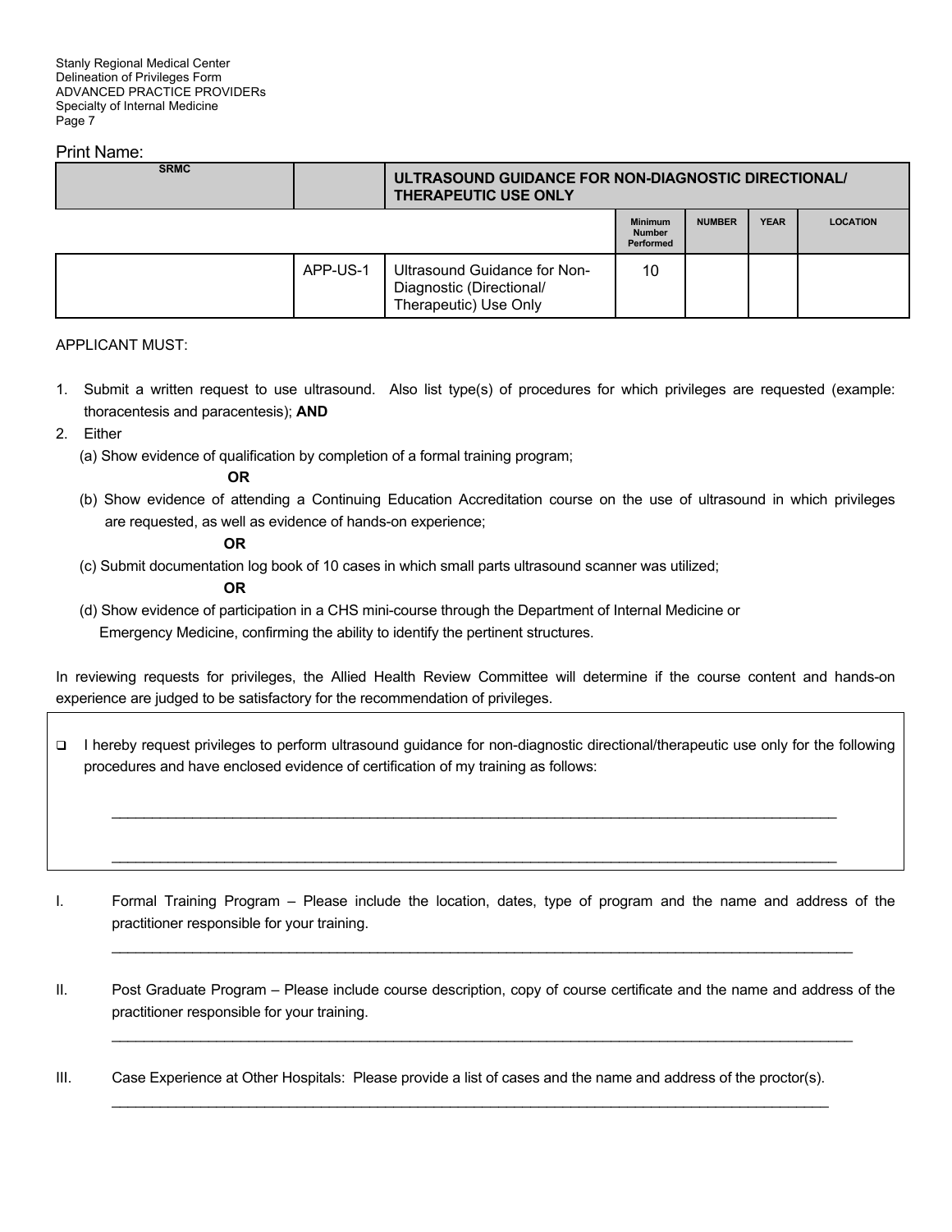Print Name:

| SRMC | | ULTRASOUND GUIDANCE FOR NON-DIAGNOSTIC DIRECTIONAL/ THERAPEUTIC USE ONLY | | | | |
|---|---|---|---|---|---|---|
| | | | Minimum Number Performed | NUMBER | YEAR | LOCATION |
| | APP-US-1 | Ultrasound Guidance for Non-Diagnostic (Directional/ Therapeutic) Use Only | 10 | | | |

APPLICANT MUST:

1. Submit a written request to use ultrasound. Also list type(s) of procedures for which privileges are requested (example: thoracentesis and paracentesis); **AND**
2. Either
   (a) Show evidence of qualification by completion of a formal training program;

   **OR**

   (b) Show evidence of attending a Continuing Education Accreditation course on the use of ultrasound in which privileges are requested, as well as evidence of hands-on experience;

   **OR**

   (c) Submit documentation log book of 10 cases in which small parts ultrasound scanner was utilized;

   **OR**

   (d) Show evidence of participation in a CHS mini-course through the Department of Internal Medicine or Emergency Medicine, confirming the ability to identify the pertinent structures.

In reviewing requests for privileges, the Allied Health Review Committee will determine if the course content and hands-on experience are judged to be satisfactory for the recommendation of privileges.

❑ I hereby request privileges to perform ultrasound guidance for non-diagnostic directional/therapeutic use only for the following procedures and have enclosed evidence of certification of my training as follows:

______________________________________________________________________________________

______________________________________________________________________________________

I. Formal Training Program – Please include the location, dates, type of program and the name and address of the practitioner responsible for your training.

______________________________________________________________________________________

II. Post Graduate Program – Please include course description, copy of course certificate and the name and address of the practitioner responsible for your training.

______________________________________________________________________________________

III. Case Experience at Other Hospitals: Please provide a list of cases and the name and address of the proctor(s).

______________________________________________________________________________________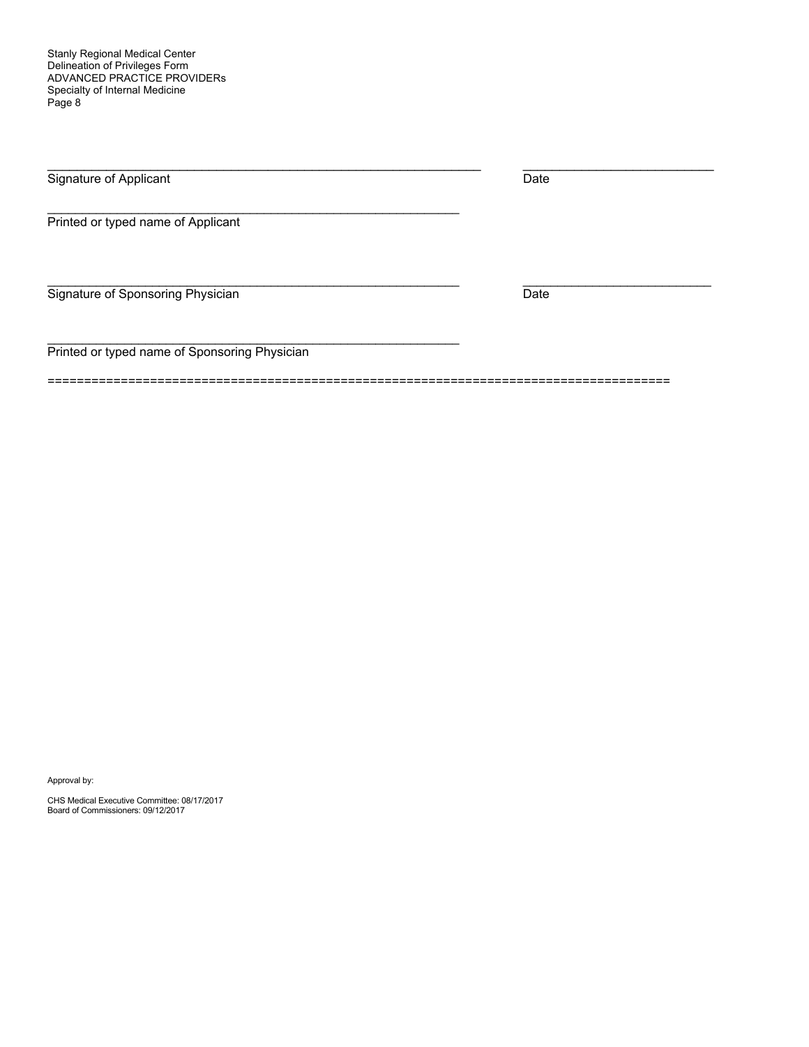Stanly Regional Medical Center
Delineation of Privileges Form
ADVANCED PRACTICE PROVIDERs
Specialty of Internal Medicine

_______________________________________________________________ ____________________________
Signature of Applicant Date

_____________________________________________________________
Printed or typed name of Applicant

_____________________________________________________________ ____________________________
Signature of Sponsoring Physician Date

_____________________________________________________________
Printed or typed name of Sponsoring Physician

==================================================================================

Approval by:

CHS Medical Executive Committee: 08/17/2017
Board of Commissioners: 09/12/2017